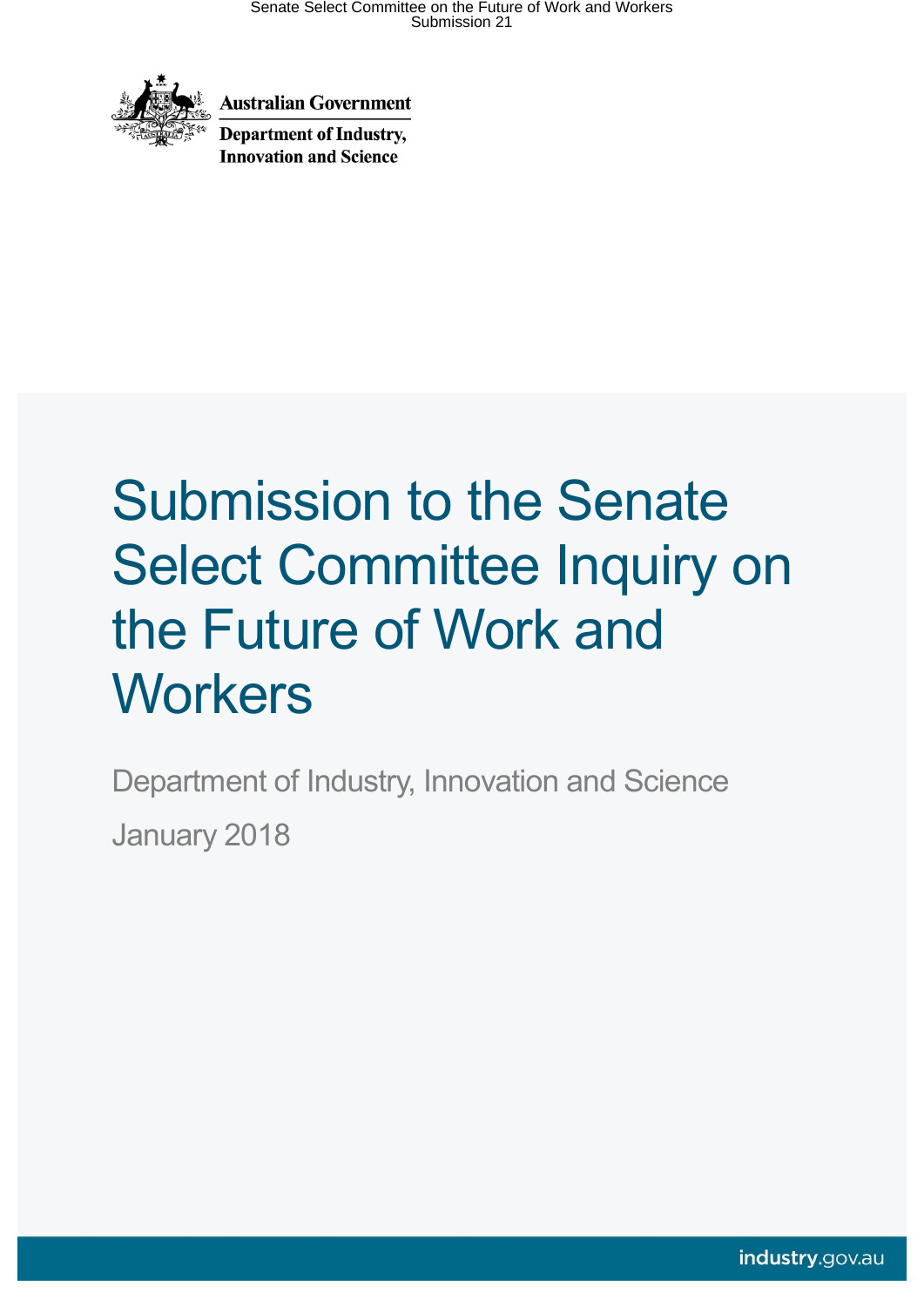Australian Government

Department of Industry, Innovation and Science

# Submission to the Senate Select Committee Inquiry on the Future of Work and Workers

Department of Industry, Innovation and Science

January 2018

industry.gov.au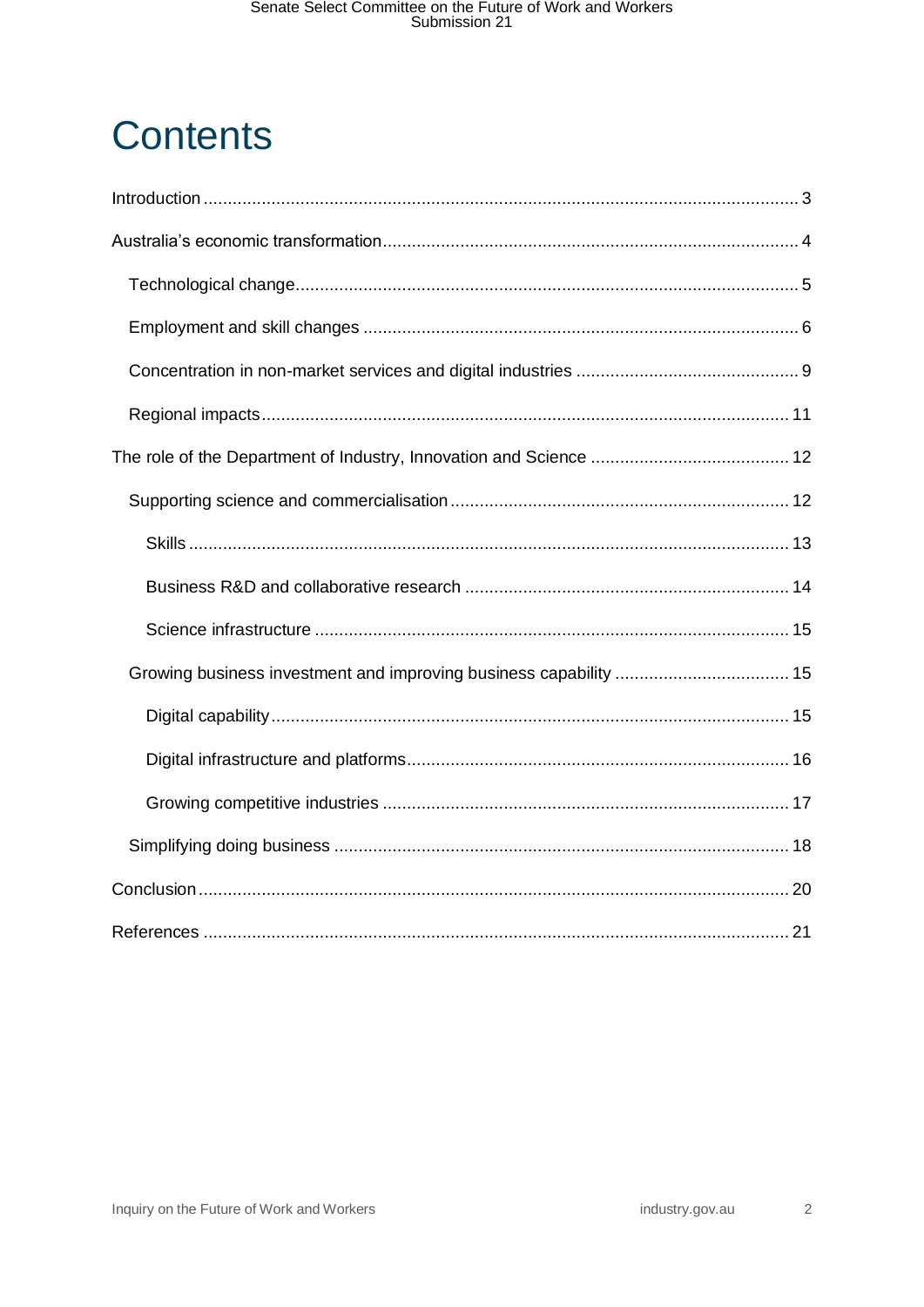# Contents

Introduction ........................................................................................................................ 3

Australia's economic transformation.................................................................................... 4

- Technological change....................................................................................................... 5
- Employment and skill changes ......................................................................................... 6
- Concentration in non-market services and digital industries ............................................. 9
- Regional impacts............................................................................................................ 11

The role of the Department of Industry, Innovation and Science ......................................... 12

- Supporting science and commercialisation ..................................................................... 12
  - Skills ........................................................................................................................... 13
  - Business R&D and collaborative research .................................................................. 14
  - Science infrastructure ................................................................................................. 15
- Growing business investment and improving business capability .................................... 15
  - Digital capability.......................................................................................................... 15
  - Digital infrastructure and platforms.............................................................................. 16
  - Growing competitive industries ................................................................................... 17
- Simplifying doing business ............................................................................................. 18

Conclusion........................................................................................................................ 20

References ....................................................................................................................... 21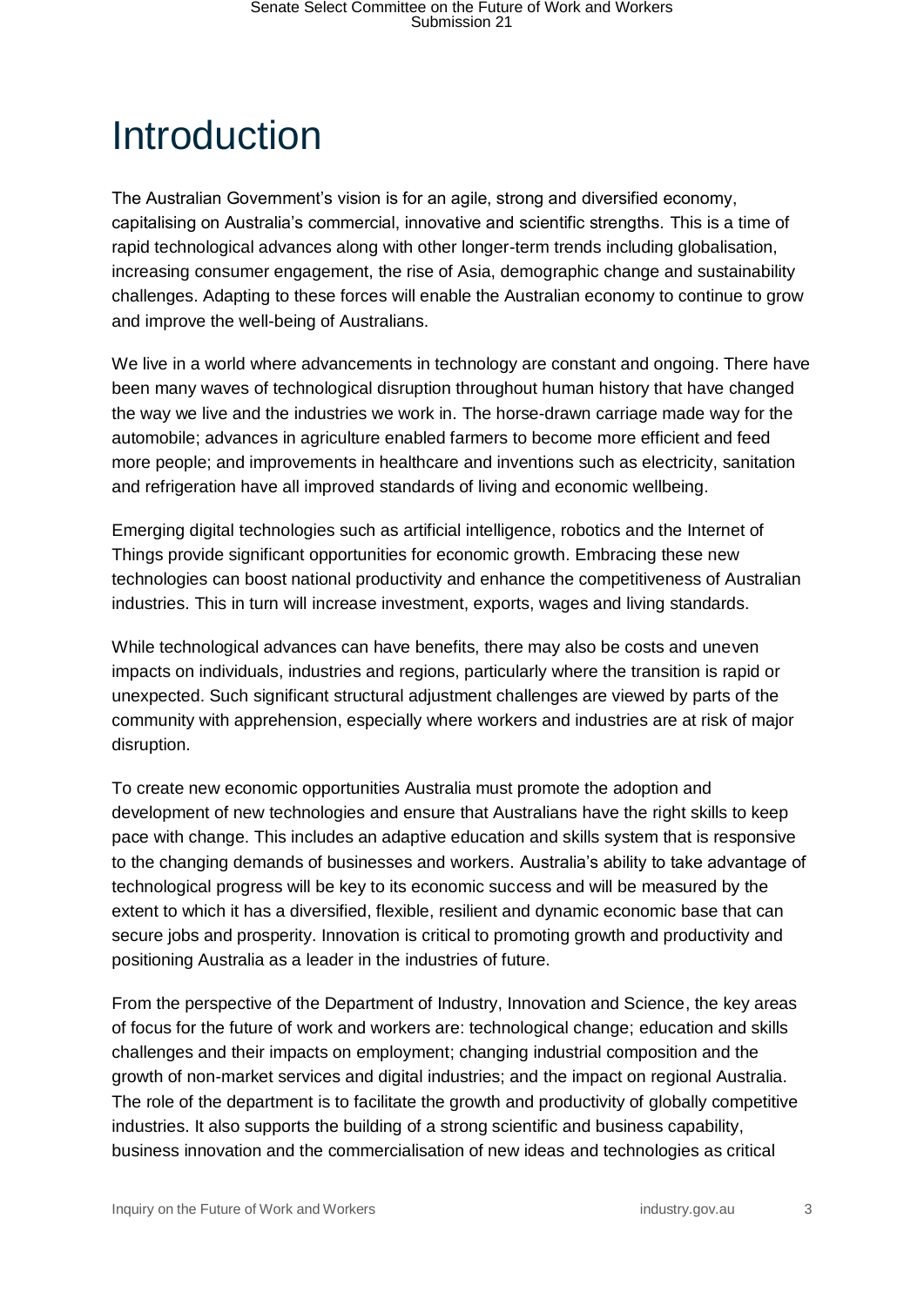# Introduction

The Australian Government's vision is for an agile, strong and diversified economy, capitalising on Australia's commercial, innovative and scientific strengths. This is a time of rapid technological advances along with other longer-term trends including globalisation, increasing consumer engagement, the rise of Asia, demographic change and sustainability challenges. Adapting to these forces will enable the Australian economy to continue to grow and improve the well-being of Australians.

We live in a world where advancements in technology are constant and ongoing. There have been many waves of technological disruption throughout human history that have changed the way we live and the industries we work in. The horse-drawn carriage made way for the automobile; advances in agriculture enabled farmers to become more efficient and feed more people; and improvements in healthcare and inventions such as electricity, sanitation and refrigeration have all improved standards of living and economic wellbeing.

Emerging digital technologies such as artificial intelligence, robotics and the Internet of Things provide significant opportunities for economic growth. Embracing these new technologies can boost national productivity and enhance the competitiveness of Australian industries. This in turn will increase investment, exports, wages and living standards.

While technological advances can have benefits, there may also be costs and uneven impacts on individuals, industries and regions, particularly where the transition is rapid or unexpected. Such significant structural adjustment challenges are viewed by parts of the community with apprehension, especially where workers and industries are at risk of major disruption.

To create new economic opportunities Australia must promote the adoption and development of new technologies and ensure that Australians have the right skills to keep pace with change. This includes an adaptive education and skills system that is responsive to the changing demands of businesses and workers. Australia's ability to take advantage of technological progress will be key to its economic success and will be measured by the extent to which it has a diversified, flexible, resilient and dynamic economic base that can secure jobs and prosperity. Innovation is critical to promoting growth and productivity and positioning Australia as a leader in the industries of future.

From the perspective of the Department of Industry, Innovation and Science, the key areas of focus for the future of work and workers are: technological change; education and skills challenges and their impacts on employment; changing industrial composition and the growth of non-market services and digital industries; and the impact on regional Australia. The role of the department is to facilitate the growth and productivity of globally competitive industries. It also supports the building of a strong scientific and business capability, business innovation and the commercialisation of new ideas and technologies as critical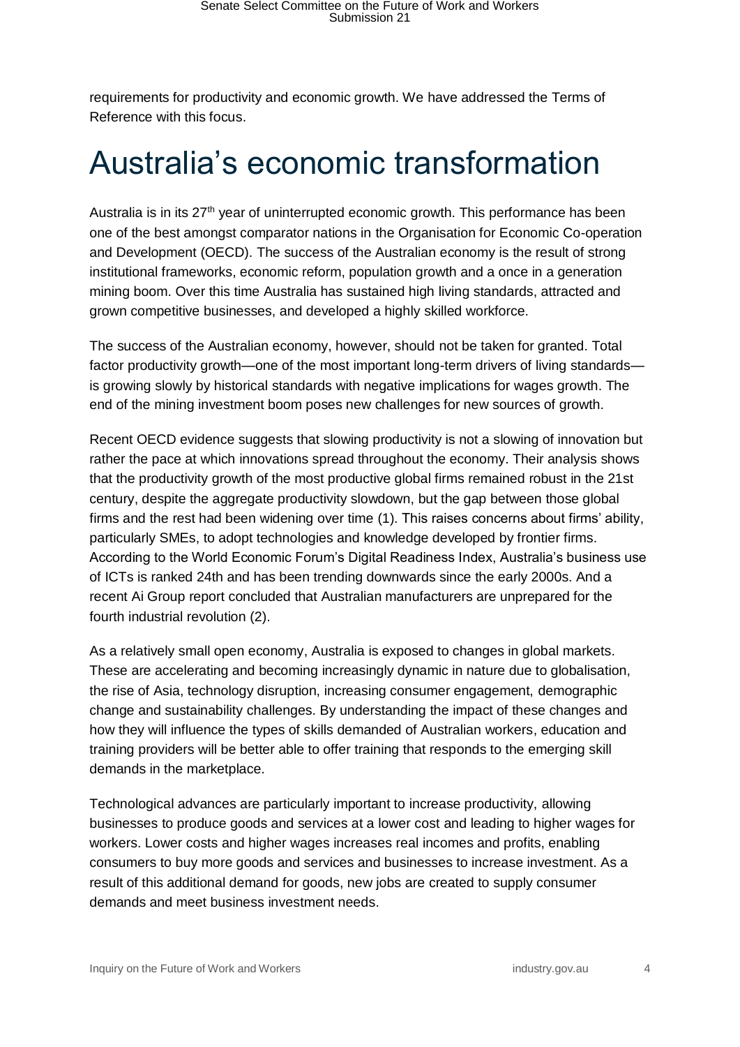requirements for productivity and economic growth. We have addressed the Terms of Reference with this focus.

# Australia's economic transformation

Australia is in its 27th year of uninterrupted economic growth. This performance has been one of the best amongst comparator nations in the Organisation for Economic Co-operation and Development (OECD). The success of the Australian economy is the result of strong institutional frameworks, economic reform, population growth and a once in a generation mining boom. Over this time Australia has sustained high living standards, attracted and grown competitive businesses, and developed a highly skilled workforce.

The success of the Australian economy, however, should not be taken for granted. Total factor productivity growth—one of the most important long-term drivers of living standards—is growing slowly by historical standards with negative implications for wages growth. The end of the mining investment boom poses new challenges for new sources of growth.

Recent OECD evidence suggests that slowing productivity is not a slowing of innovation but rather the pace at which innovations spread throughout the economy. Their analysis shows that the productivity growth of the most productive global firms remained robust in the 21st century, despite the aggregate productivity slowdown, but the gap between those global firms and the rest had been widening over time (1). This raises concerns about firms' ability, particularly SMEs, to adopt technologies and knowledge developed by frontier firms. According to the World Economic Forum's Digital Readiness Index, Australia's business use of ICTs is ranked 24th and has been trending downwards since the early 2000s. And a recent Ai Group report concluded that Australian manufacturers are unprepared for the fourth industrial revolution (2).

As a relatively small open economy, Australia is exposed to changes in global markets. These are accelerating and becoming increasingly dynamic in nature due to globalisation, the rise of Asia, technology disruption, increasing consumer engagement, demographic change and sustainability challenges. By understanding the impact of these changes and how they will influence the types of skills demanded of Australian workers, education and training providers will be better able to offer training that responds to the emerging skill demands in the marketplace.

Technological advances are particularly important to increase productivity, allowing businesses to produce goods and services at a lower cost and leading to higher wages for workers. Lower costs and higher wages increases real incomes and profits, enabling consumers to buy more goods and services and businesses to increase investment. As a result of this additional demand for goods, new jobs are created to supply consumer demands and meet business investment needs.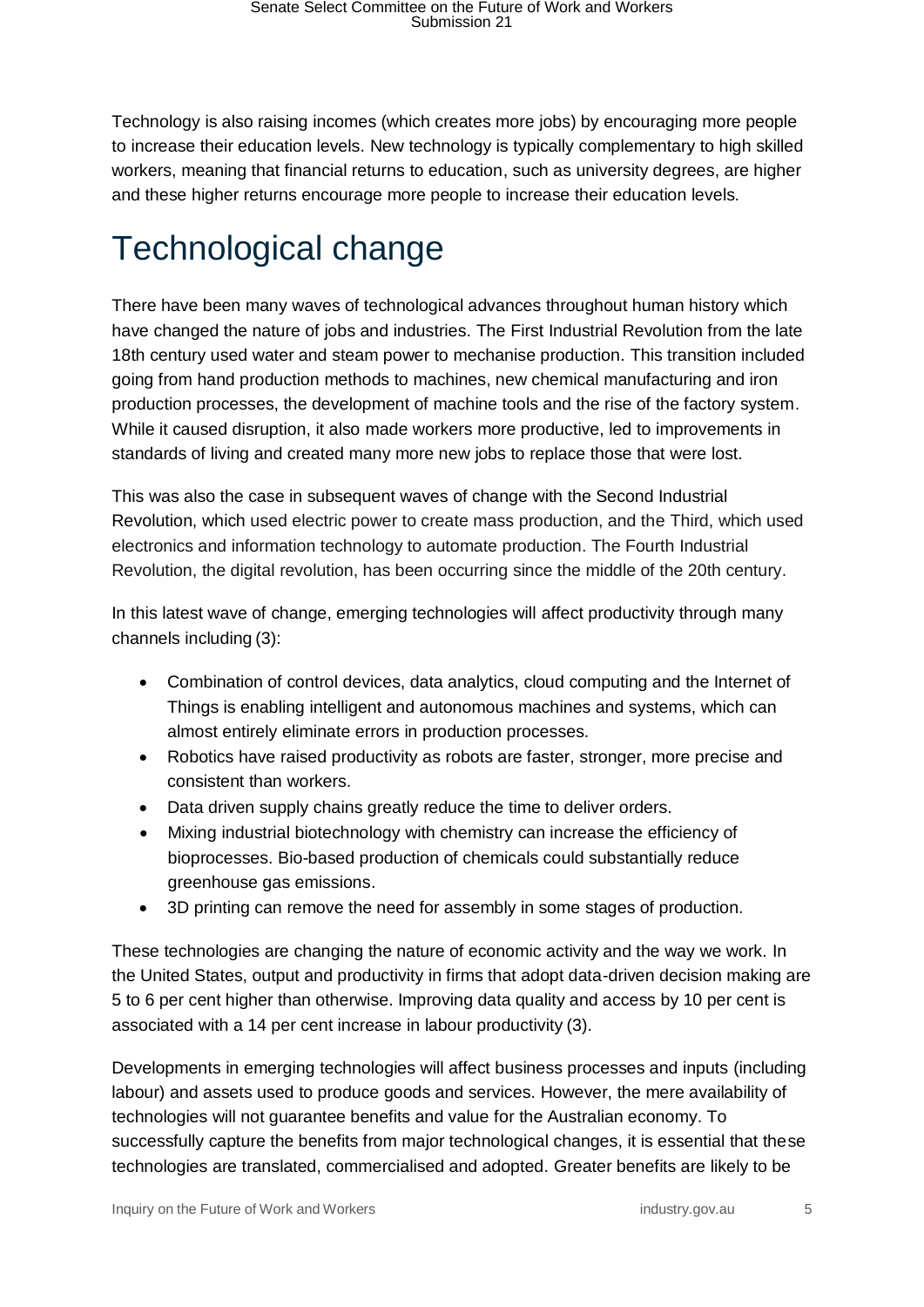Technology is also raising incomes (which creates more jobs) by encouraging more people to increase their education levels. New technology is typically complementary to high skilled workers, meaning that financial returns to education, such as university degrees, are higher and these higher returns encourage more people to increase their education levels.

# Technological change

There have been many waves of technological advances throughout human history which have changed the nature of jobs and industries. The First Industrial Revolution from the late 18th century used water and steam power to mechanise production. This transition included going from hand production methods to machines, new chemical manufacturing and iron production processes, the development of machine tools and the rise of the factory system. While it caused disruption, it also made workers more productive, led to improvements in standards of living and created many more new jobs to replace those that were lost.

This was also the case in subsequent waves of change with the Second Industrial Revolution, which used electric power to create mass production, and the Third, which used electronics and information technology to automate production. The Fourth Industrial Revolution, the digital revolution, has been occurring since the middle of the 20th century.

In this latest wave of change, emerging technologies will affect productivity through many channels including (3):

- Combination of control devices, data analytics, cloud computing and the Internet of Things is enabling intelligent and autonomous machines and systems, which can almost entirely eliminate errors in production processes.
- Robotics have raised productivity as robots are faster, stronger, more precise and consistent than workers.
- Data driven supply chains greatly reduce the time to deliver orders.
- Mixing industrial biotechnology with chemistry can increase the efficiency of bioprocesses. Bio-based production of chemicals could substantially reduce greenhouse gas emissions.
- 3D printing can remove the need for assembly in some stages of production.

These technologies are changing the nature of economic activity and the way we work. In the United States, output and productivity in firms that adopt data-driven decision making are 5 to 6 per cent higher than otherwise. Improving data quality and access by 10 per cent is associated with a 14 per cent increase in labour productivity (3).

Developments in emerging technologies will affect business processes and inputs (including labour) and assets used to produce goods and services. However, the mere availability of technologies will not guarantee benefits and value for the Australian economy. To successfully capture the benefits from major technological changes, it is essential that these technologies are translated, commercialised and adopted. Greater benefits are likely to be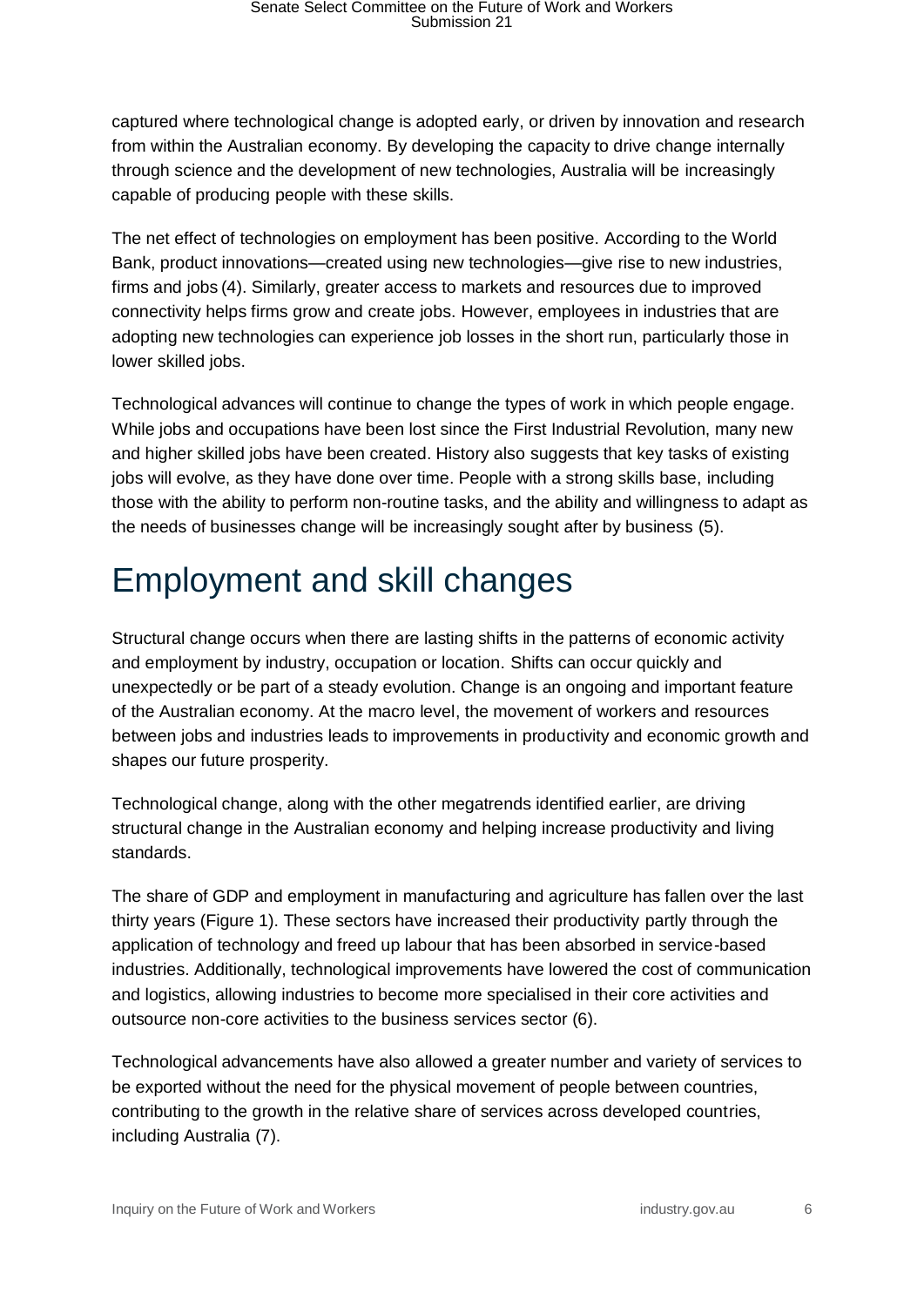captured where technological change is adopted early, or driven by innovation and research from within the Australian economy. By developing the capacity to drive change internally through science and the development of new technologies, Australia will be increasingly capable of producing people with these skills.

The net effect of technologies on employment has been positive. According to the World Bank, product innovations—created using new technologies—give rise to new industries, firms and jobs (4). Similarly, greater access to markets and resources due to improved connectivity helps firms grow and create jobs. However, employees in industries that are adopting new technologies can experience job losses in the short run, particularly those in lower skilled jobs.

Technological advances will continue to change the types of work in which people engage. While jobs and occupations have been lost since the First Industrial Revolution, many new and higher skilled jobs have been created. History also suggests that key tasks of existing jobs will evolve, as they have done over time. People with a strong skills base, including those with the ability to perform non-routine tasks, and the ability and willingness to adapt as the needs of businesses change will be increasingly sought after by business (5).

# Employment and skill changes

Structural change occurs when there are lasting shifts in the patterns of economic activity and employment by industry, occupation or location. Shifts can occur quickly and unexpectedly or be part of a steady evolution. Change is an ongoing and important feature of the Australian economy. At the macro level, the movement of workers and resources between jobs and industries leads to improvements in productivity and economic growth and shapes our future prosperity.

Technological change, along with the other megatrends identified earlier, are driving structural change in the Australian economy and helping increase productivity and living standards.

The share of GDP and employment in manufacturing and agriculture has fallen over the last thirty years (Figure 1). These sectors have increased their productivity partly through the application of technology and freed up labour that has been absorbed in service-based industries. Additionally, technological improvements have lowered the cost of communication and logistics, allowing industries to become more specialised in their core activities and outsource non-core activities to the business services sector (6).

Technological advancements have also allowed a greater number and variety of services to be exported without the need for the physical movement of people between countries, contributing to the growth in the relative share of services across developed countries, including Australia (7).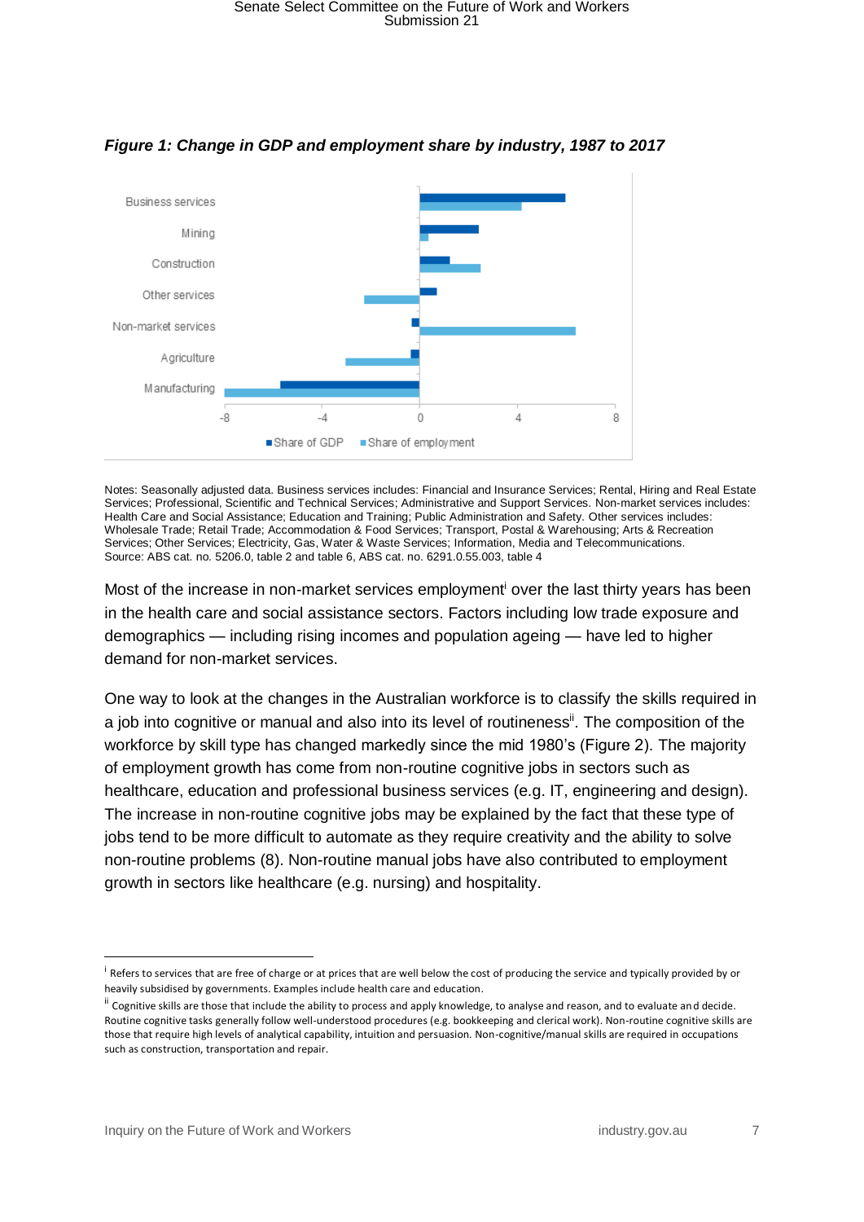*Figure 1: Change in GDP and employment share by industry, 1987 to 2017*

Business services
Mining
Construction
Other services
Non-market services
Agriculture
Manufacturing

-8
-4
0
4
8

Share of GDP
Share of employment

Notes: Seasonally adjusted data. Business services includes: Financial and Insurance Services; Rental, Hiring and Real Estate Services; Professional, Scientific and Technical Services; Administrative and Support Services. Non-market services includes: Health Care and Social Assistance; Education and Training; Public Administration and Safety. Other services includes: Wholesale Trade; Retail Trade; Accommodation & Food Services; Transport, Postal & Warehousing; Arts & Recreation Services; Other Services; Electricity, Gas, Water & Waste Services; Information, Media and Telecommunications.
Source: ABS cat. no. 5206.0, table 2 and table 6, ABS cat. no. 6291.0.55.003, table 4

Most of the increase in non-market services employment[i] over the last thirty years has been in the health care and social assistance sectors. Factors including low trade exposure and demographics — including rising incomes and population ageing — have led to higher demand for non-market services.

One way to look at the changes in the Australian workforce is to classify the skills required in a job into cognitive or manual and also into its level of routineness[ii]. The composition of the workforce by skill type has changed markedly since the mid 1980's (Figure 2). The majority of employment growth has come from non-routine cognitive jobs in sectors such as healthcare, education and professional business services (e.g. IT, engineering and design). The increase in non-routine cognitive jobs may be explained by the fact that these type of jobs tend to be more difficult to automate as they require creativity and the ability to solve non-routine problems (8). Non-routine manual jobs have also contributed to employment growth in sectors like healthcare (e.g. nursing) and hospitality.

---

[i] Refers to services that are free of charge or at prices that are well below the cost of producing the service and typically provided by or heavily subsidised by governments. Examples include health care and education.

[ii] Cognitive skills are those that include the ability to process and apply knowledge, to analyse and reason, and to evaluate and decide. Routine cognitive tasks generally follow well-understood procedures (e.g. bookkeeping and clerical work). Non-routine cognitive skills are those that require high levels of analytical capability, intuition and persuasion. Non-cognitive/manual skills are required in occupations such as construction, transportation and repair.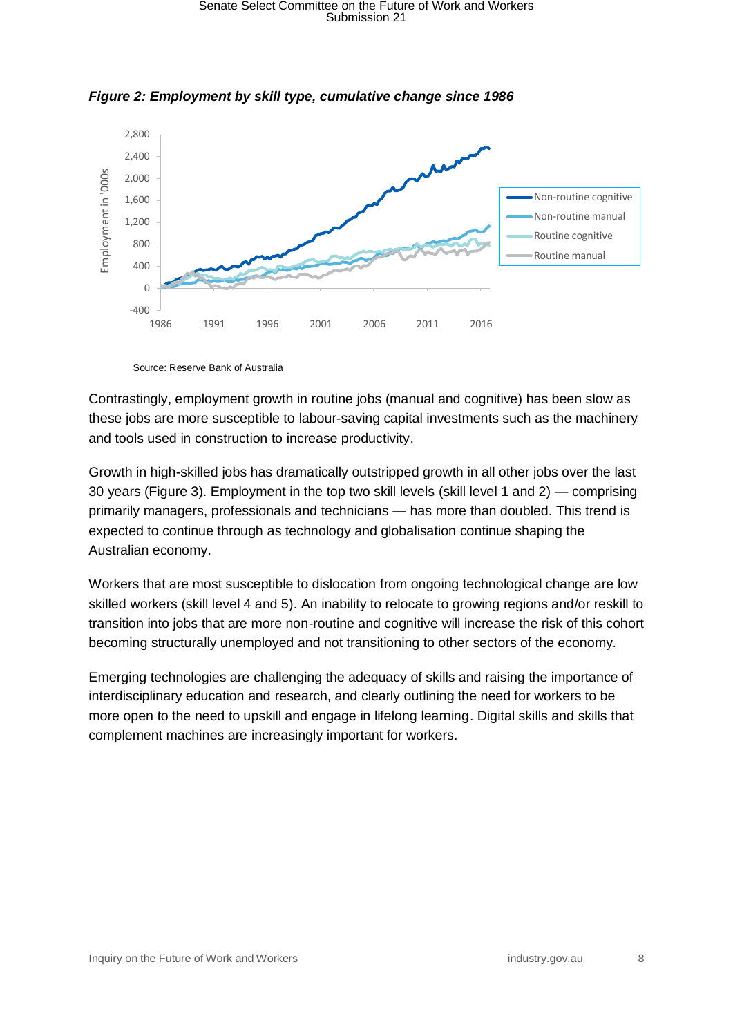***Figure 2: Employment by skill type, cumulative change since 1986***

Employment in '000s

2,800
2,400
2,000
1,600
1,200
800
400
0
-400

1986 1991 1996 2001 2006 2011 2016

Non-routine cognitive
Non-routine manual
Routine cognitive
Routine manual

Source: Reserve Bank of Australia

Contrastingly, employment growth in routine jobs (manual and cognitive) has been slow as these jobs are more susceptible to labour-saving capital investments such as the machinery and tools used in construction to increase productivity.

Growth in high-skilled jobs has dramatically outstripped growth in all other jobs over the last 30 years (Figure 3). Employment in the top two skill levels (skill level 1 and 2) — comprising primarily managers, professionals and technicians — has more than doubled. This trend is expected to continue through as technology and globalisation continue shaping the Australian economy.

Workers that are most susceptible to dislocation from ongoing technological change are low skilled workers (skill level 4 and 5). An inability to relocate to growing regions and/or reskill to transition into jobs that are more non-routine and cognitive will increase the risk of this cohort becoming structurally unemployed and not transitioning to other sectors of the economy.

Emerging technologies are challenging the adequacy of skills and raising the importance of interdisciplinary education and research, and clearly outlining the need for workers to be more open to the need to upskill and engage in lifelong learning. Digital skills and skills that complement machines are increasingly important for workers.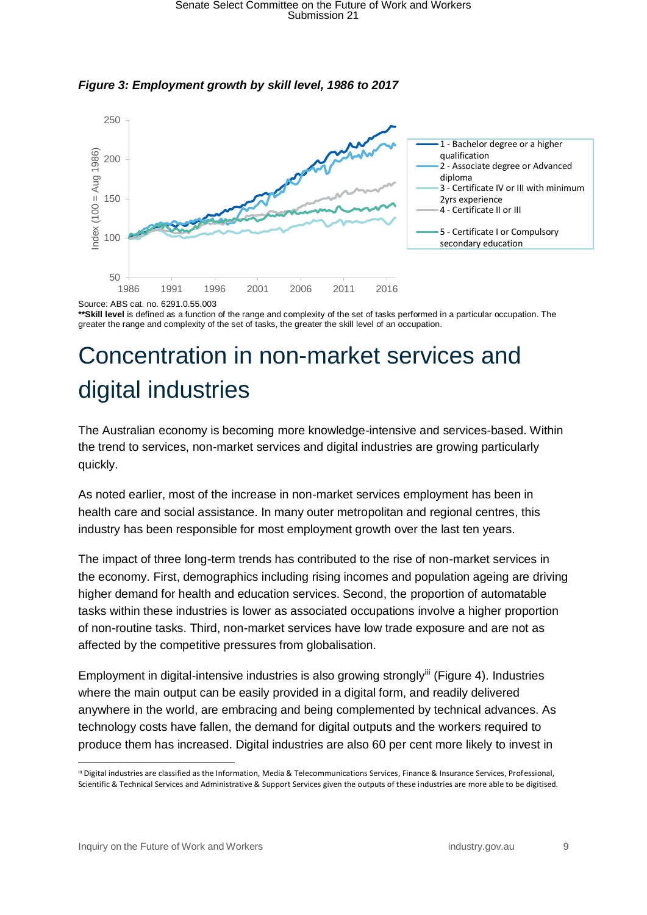*Figure 3: Employment growth by skill level, 1986 to 2017*

250
200
150
100
50

Index (100 = Aug 1986)

1986 1991 1996 2001 2006 2011 2016

1 - Bachelor degree or a higher qualification
2 - Associate degree or Advanced diploma
3 - Certificate IV or III with minimum 2yrs experience
4 - Certificate II or III
5 - Certificate I or Compulsory secondary education

Source: ABS cat. no. 6291.0.55.003

****Skill level** is defined as a function of the range and complexity of the set of tasks performed in a particular occupation. The greater the range and complexity of the set of tasks, the greater the skill level of an occupation.

# Concentration in non-market services and digital industries

The Australian economy is becoming more knowledge-intensive and services-based. Within the trend to services, non-market services and digital industries are growing particularly quickly.

As noted earlier, most of the increase in non-market services employment has been in health care and social assistance. In many outer metropolitan and regional centres, this industry has been responsible for most employment growth over the last ten years.

The impact of three long-term trends has contributed to the rise of non-market services in the economy. First, demographics including rising incomes and population ageing are driving higher demand for health and education services. Second, the proportion of automatable tasks within these industries is lower as associated occupations involve a higher proportion of non-routine tasks. Third, non-market services have low trade exposure and are not as affected by the competitive pressures from globalisation.

Employment in digital-intensive industries is also growing strongly[iii] (Figure 4). Industries where the main output can be easily provided in a digital form, and readily delivered anywhere in the world, are embracing and being complemented by technical advances. As technology costs have fallen, the demand for digital outputs and the workers required to produce them has increased. Digital industries are also 60 per cent more likely to invest in

---

[iii] Digital industries are classified as the Information, Media & Telecommunications Services, Finance & Insurance Services, Professional, Scientific & Technical Services and Administrative & Support Services given the outputs of these industries are more able to be digitised.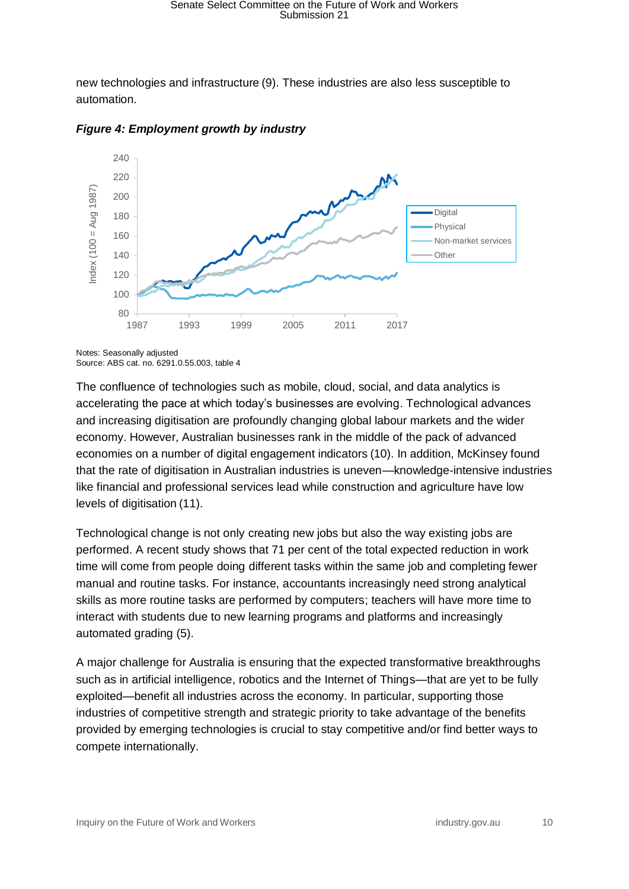new technologies and infrastructure (9). These industries are also less susceptible to automation.

***Figure 4: Employment growth by industry***

Index (100 = Aug 1987)

240
220
200
180
160
140
120
100
80

1987 1993 1999 2005 2011 2017

Digital
Physical
Non-market services
Other

Notes: Seasonally adjusted
Source: ABS cat. no. 6291.0.55.003, table 4

The confluence of technologies such as mobile, cloud, social, and data analytics is accelerating the pace at which today's businesses are evolving. Technological advances and increasing digitisation are profoundly changing global labour markets and the wider economy. However, Australian businesses rank in the middle of the pack of advanced economies on a number of digital engagement indicators (10). In addition, McKinsey found that the rate of digitisation in Australian industries is uneven—knowledge-intensive industries like financial and professional services lead while construction and agriculture have low levels of digitisation (11).

Technological change is not only creating new jobs but also the way existing jobs are performed. A recent study shows that 71 per cent of the total expected reduction in work time will come from people doing different tasks within the same job and completing fewer manual and routine tasks. For instance, accountants increasingly need strong analytical skills as more routine tasks are performed by computers; teachers will have more time to interact with students due to new learning programs and platforms and increasingly automated grading (5).

A major challenge for Australia is ensuring that the expected transformative breakthroughs such as in artificial intelligence, robotics and the Internet of Things—that are yet to be fully exploited—benefit all industries across the economy. In particular, supporting those industries of competitive strength and strategic priority to take advantage of the benefits provided by emerging technologies is crucial to stay competitive and/or find better ways to compete internationally.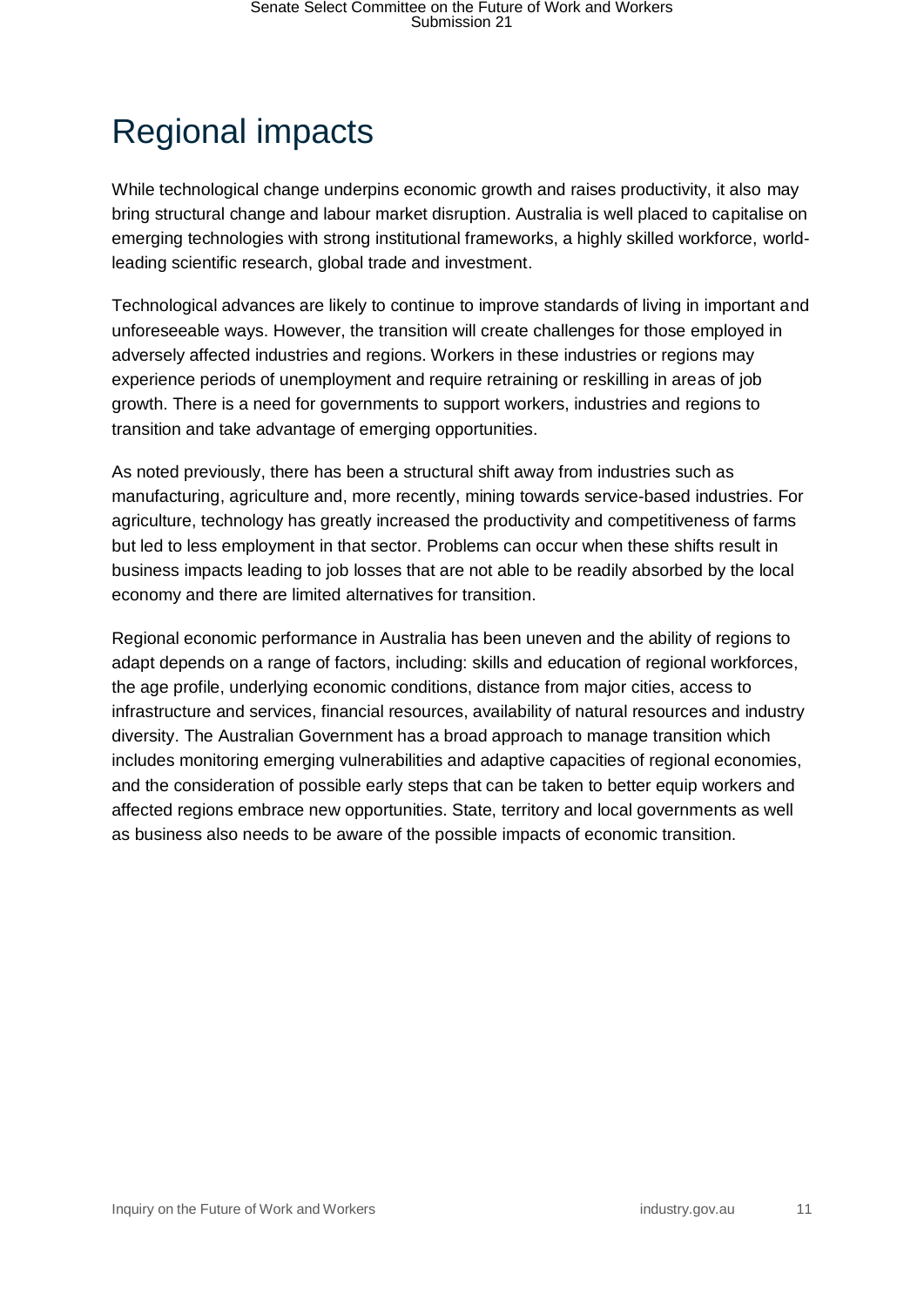# Regional impacts

While technological change underpins economic growth and raises productivity, it also may bring structural change and labour market disruption. Australia is well placed to capitalise on emerging technologies with strong institutional frameworks, a highly skilled workforce, world-leading scientific research, global trade and investment.

Technological advances are likely to continue to improve standards of living in important and unforeseeable ways. However, the transition will create challenges for those employed in adversely affected industries and regions. Workers in these industries or regions may experience periods of unemployment and require retraining or reskilling in areas of job growth. There is a need for governments to support workers, industries and regions to transition and take advantage of emerging opportunities.

As noted previously, there has been a structural shift away from industries such as manufacturing, agriculture and, more recently, mining towards service-based industries. For agriculture, technology has greatly increased the productivity and competitiveness of farms but led to less employment in that sector. Problems can occur when these shifts result in business impacts leading to job losses that are not able to be readily absorbed by the local economy and there are limited alternatives for transition.

Regional economic performance in Australia has been uneven and the ability of regions to adapt depends on a range of factors, including: skills and education of regional workforces, the age profile, underlying economic conditions, distance from major cities, access to infrastructure and services, financial resources, availability of natural resources and industry diversity. The Australian Government has a broad approach to manage transition which includes monitoring emerging vulnerabilities and adaptive capacities of regional economies, and the consideration of possible early steps that can be taken to better equip workers and affected regions embrace new opportunities. State, territory and local governments as well as business also needs to be aware of the possible impacts of economic transition.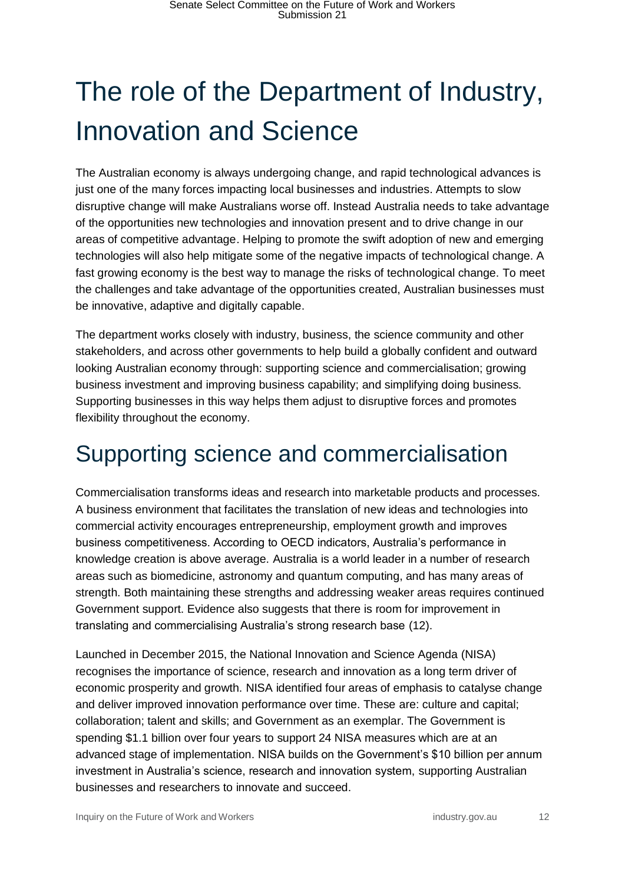# The role of the Department of Industry, Innovation and Science

The Australian economy is always undergoing change, and rapid technological advances is just one of the many forces impacting local businesses and industries. Attempts to slow disruptive change will make Australians worse off. Instead Australia needs to take advantage of the opportunities new technologies and innovation present and to drive change in our areas of competitive advantage. Helping to promote the swift adoption of new and emerging technologies will also help mitigate some of the negative impacts of technological change. A fast growing economy is the best way to manage the risks of technological change. To meet the challenges and take advantage of the opportunities created, Australian businesses must be innovative, adaptive and digitally capable.

The department works closely with industry, business, the science community and other stakeholders, and across other governments to help build a globally confident and outward looking Australian economy through: supporting science and commercialisation; growing business investment and improving business capability; and simplifying doing business. Supporting businesses in this way helps them adjust to disruptive forces and promotes flexibility throughout the economy.

## Supporting science and commercialisation

Commercialisation transforms ideas and research into marketable products and processes. A business environment that facilitates the translation of new ideas and technologies into commercial activity encourages entrepreneurship, employment growth and improves business competitiveness. According to OECD indicators, Australia's performance in knowledge creation is above average. Australia is a world leader in a number of research areas such as biomedicine, astronomy and quantum computing, and has many areas of strength. Both maintaining these strengths and addressing weaker areas requires continued Government support. Evidence also suggests that there is room for improvement in translating and commercialising Australia's strong research base (12).

Launched in December 2015, the National Innovation and Science Agenda (NISA) recognises the importance of science, research and innovation as a long term driver of economic prosperity and growth. NISA identified four areas of emphasis to catalyse change and deliver improved innovation performance over time. These are: culture and capital; collaboration; talent and skills; and Government as an exemplar. The Government is spending $1.1 billion over four years to support 24 NISA measures which are at an advanced stage of implementation. NISA builds on the Government's $10 billion per annum investment in Australia's science, research and innovation system, supporting Australian businesses and researchers to innovate and succeed.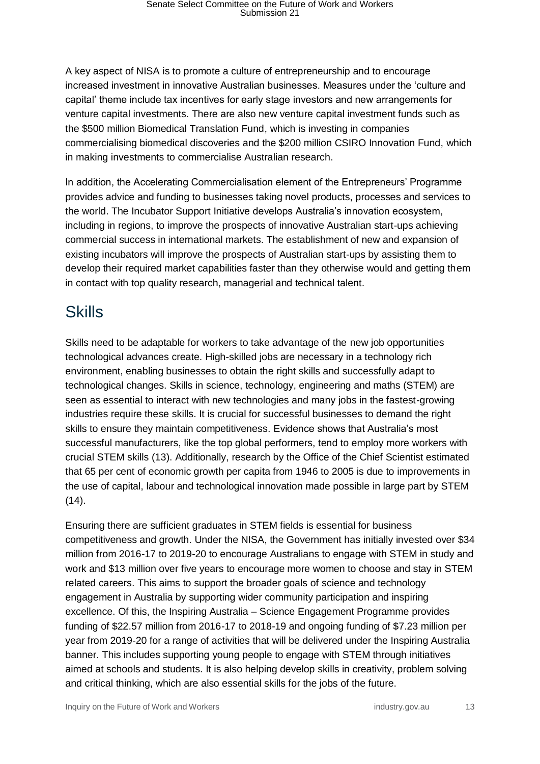A key aspect of NISA is to promote a culture of entrepreneurship and to encourage increased investment in innovative Australian businesses. Measures under the 'culture and capital' theme include tax incentives for early stage investors and new arrangements for venture capital investments. There are also new venture capital investment funds such as the $500 million Biomedical Translation Fund, which is investing in companies commercialising biomedical discoveries and the $200 million CSIRO Innovation Fund, which in making investments to commercialise Australian research.

In addition, the Accelerating Commercialisation element of the Entrepreneurs' Programme provides advice and funding to businesses taking novel products, processes and services to the world. The Incubator Support Initiative develops Australia's innovation ecosystem, including in regions, to improve the prospects of innovative Australian start-ups achieving commercial success in international markets. The establishment of new and expansion of existing incubators will improve the prospects of Australian start-ups by assisting them to develop their required market capabilities faster than they otherwise would and getting them in contact with top quality research, managerial and technical talent.

## Skills

Skills need to be adaptable for workers to take advantage of the new job opportunities technological advances create. High-skilled jobs are necessary in a technology rich environment, enabling businesses to obtain the right skills and successfully adapt to technological changes. Skills in science, technology, engineering and maths (STEM) are seen as essential to interact with new technologies and many jobs in the fastest-growing industries require these skills. It is crucial for successful businesses to demand the right skills to ensure they maintain competitiveness. Evidence shows that Australia's most successful manufacturers, like the top global performers, tend to employ more workers with crucial STEM skills (13). Additionally, research by the Office of the Chief Scientist estimated that 65 per cent of economic growth per capita from 1946 to 2005 is due to improvements in the use of capital, labour and technological innovation made possible in large part by STEM (14).

Ensuring there are sufficient graduates in STEM fields is essential for business competitiveness and growth. Under the NISA, the Government has initially invested over $34 million from 2016-17 to 2019-20 to encourage Australians to engage with STEM in study and work and $13 million over five years to encourage more women to choose and stay in STEM related careers. This aims to support the broader goals of science and technology engagement in Australia by supporting wider community participation and inspiring excellence. Of this, the Inspiring Australia – Science Engagement Programme provides funding of $22.57 million from 2016-17 to 2018-19 and ongoing funding of $7.23 million per year from 2019-20 for a range of activities that will be delivered under the Inspiring Australia banner. This includes supporting young people to engage with STEM through initiatives aimed at schools and students. It is also helping develop skills in creativity, problem solving and critical thinking, which are also essential skills for the jobs of the future.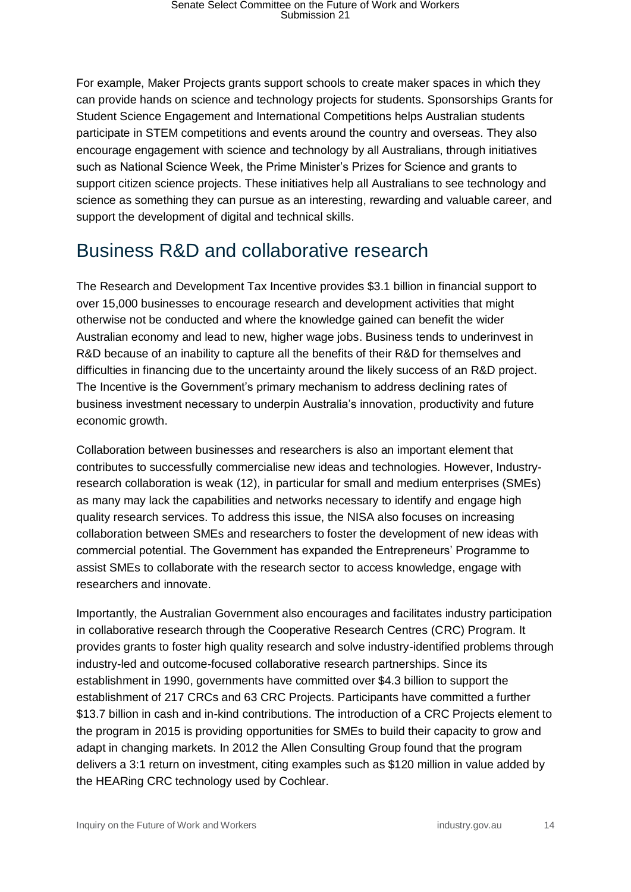For example, Maker Projects grants support schools to create maker spaces in which they can provide hands on science and technology projects for students. Sponsorships Grants for Student Science Engagement and International Competitions helps Australian students participate in STEM competitions and events around the country and overseas. They also encourage engagement with science and technology by all Australians, through initiatives such as National Science Week, the Prime Minister's Prizes for Science and grants to support citizen science projects. These initiatives help all Australians to see technology and science as something they can pursue as an interesting, rewarding and valuable career, and support the development of digital and technical skills.

## Business R&D and collaborative research

The Research and Development Tax Incentive provides $3.1 billion in financial support to over 15,000 businesses to encourage research and development activities that might otherwise not be conducted and where the knowledge gained can benefit the wider Australian economy and lead to new, higher wage jobs. Business tends to underinvest in R&D because of an inability to capture all the benefits of their R&D for themselves and difficulties in financing due to the uncertainty around the likely success of an R&D project. The Incentive is the Government's primary mechanism to address declining rates of business investment necessary to underpin Australia's innovation, productivity and future economic growth.

Collaboration between businesses and researchers is also an important element that contributes to successfully commercialise new ideas and technologies. However, Industry-research collaboration is weak (12), in particular for small and medium enterprises (SMEs) as many may lack the capabilities and networks necessary to identify and engage high quality research services. To address this issue, the NISA also focuses on increasing collaboration between SMEs and researchers to foster the development of new ideas with commercial potential. The Government has expanded the Entrepreneurs' Programme to assist SMEs to collaborate with the research sector to access knowledge, engage with researchers and innovate.

Importantly, the Australian Government also encourages and facilitates industry participation in collaborative research through the Cooperative Research Centres (CRC) Program. It provides grants to foster high quality research and solve industry-identified problems through industry-led and outcome-focused collaborative research partnerships. Since its establishment in 1990, governments have committed over $4.3 billion to support the establishment of 217 CRCs and 63 CRC Projects. Participants have committed a further $13.7 billion in cash and in-kind contributions. The introduction of a CRC Projects element to the program in 2015 is providing opportunities for SMEs to build their capacity to grow and adapt in changing markets. In 2012 the Allen Consulting Group found that the program delivers a 3:1 return on investment, citing examples such as $120 million in value added by the HEARing CRC technology used by Cochlear.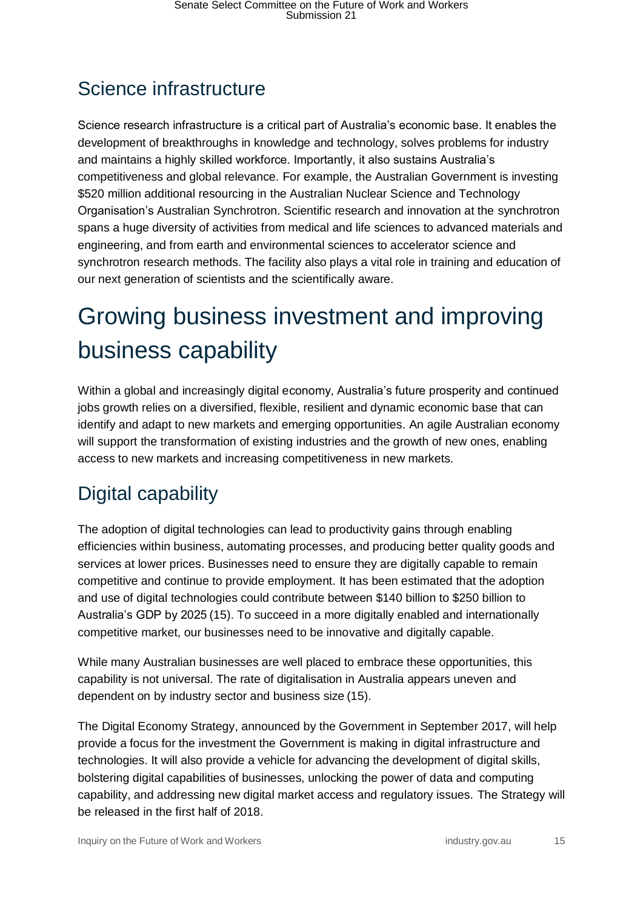## Science infrastructure

Science research infrastructure is a critical part of Australia's economic base. It enables the development of breakthroughs in knowledge and technology, solves problems for industry and maintains a highly skilled workforce. Importantly, it also sustains Australia's competitiveness and global relevance. For example, the Australian Government is investing $520 million additional resourcing in the Australian Nuclear Science and Technology Organisation's Australian Synchrotron. Scientific research and innovation at the synchrotron spans a huge diversity of activities from medical and life sciences to advanced materials and engineering, and from earth and environmental sciences to accelerator science and synchrotron research methods. The facility also plays a vital role in training and education of our next generation of scientists and the scientifically aware.

# Growing business investment and improving business capability

Within a global and increasingly digital economy, Australia's future prosperity and continued jobs growth relies on a diversified, flexible, resilient and dynamic economic base that can identify and adapt to new markets and emerging opportunities. An agile Australian economy will support the transformation of existing industries and the growth of new ones, enabling access to new markets and increasing competitiveness in new markets.

## Digital capability

The adoption of digital technologies can lead to productivity gains through enabling efficiencies within business, automating processes, and producing better quality goods and services at lower prices. Businesses need to ensure they are digitally capable to remain competitive and continue to provide employment. It has been estimated that the adoption and use of digital technologies could contribute between $140 billion to $250 billion to Australia's GDP by 2025 (15). To succeed in a more digitally enabled and internationally competitive market, our businesses need to be innovative and digitally capable.

While many Australian businesses are well placed to embrace these opportunities, this capability is not universal. The rate of digitalisation in Australia appears uneven and dependent on by industry sector and business size (15).

The Digital Economy Strategy, announced by the Government in September 2017, will help provide a focus for the investment the Government is making in digital infrastructure and technologies. It will also provide a vehicle for advancing the development of digital skills, bolstering digital capabilities of businesses, unlocking the power of data and computing capability, and addressing new digital market access and regulatory issues. The Strategy will be released in the first half of 2018.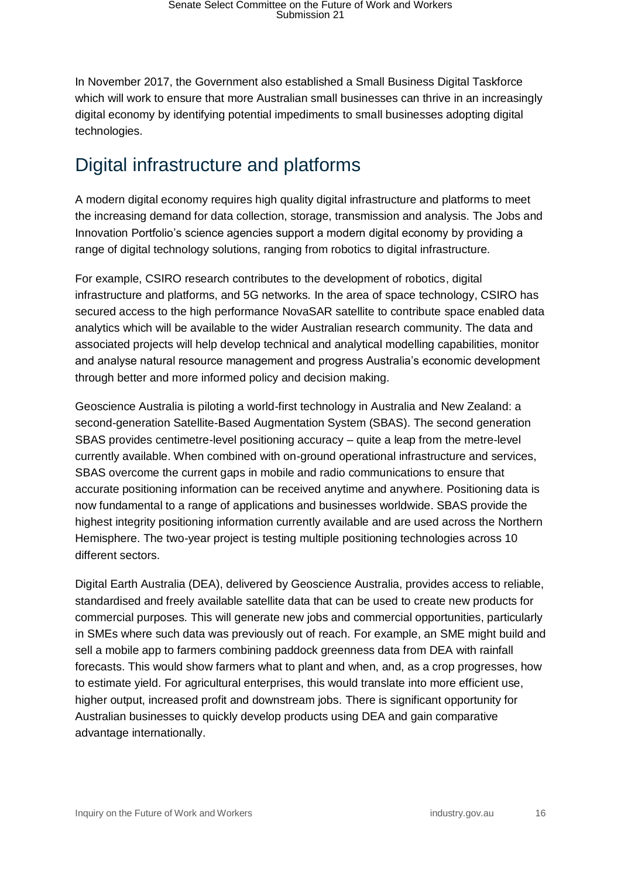In November 2017, the Government also established a Small Business Digital Taskforce which will work to ensure that more Australian small businesses can thrive in an increasingly digital economy by identifying potential impediments to small businesses adopting digital technologies.

## Digital infrastructure and platforms

A modern digital economy requires high quality digital infrastructure and platforms to meet the increasing demand for data collection, storage, transmission and analysis. The Jobs and Innovation Portfolio's science agencies support a modern digital economy by providing a range of digital technology solutions, ranging from robotics to digital infrastructure.

For example, CSIRO research contributes to the development of robotics, digital infrastructure and platforms, and 5G networks. In the area of space technology, CSIRO has secured access to the high performance NovaSAR satellite to contribute space enabled data analytics which will be available to the wider Australian research community. The data and associated projects will help develop technical and analytical modelling capabilities, monitor and analyse natural resource management and progress Australia's economic development through better and more informed policy and decision making.

Geoscience Australia is piloting a world-first technology in Australia and New Zealand: a second-generation Satellite-Based Augmentation System (SBAS). The second generation SBAS provides centimetre-level positioning accuracy – quite a leap from the metre-level currently available. When combined with on-ground operational infrastructure and services, SBAS overcome the current gaps in mobile and radio communications to ensure that accurate positioning information can be received anytime and anywhere. Positioning data is now fundamental to a range of applications and businesses worldwide. SBAS provide the highest integrity positioning information currently available and are used across the Northern Hemisphere. The two-year project is testing multiple positioning technologies across 10 different sectors.

Digital Earth Australia (DEA), delivered by Geoscience Australia, provides access to reliable, standardised and freely available satellite data that can be used to create new products for commercial purposes. This will generate new jobs and commercial opportunities, particularly in SMEs where such data was previously out of reach. For example, an SME might build and sell a mobile app to farmers combining paddock greenness data from DEA with rainfall forecasts. This would show farmers what to plant and when, and, as a crop progresses, how to estimate yield. For agricultural enterprises, this would translate into more efficient use, higher output, increased profit and downstream jobs. There is significant opportunity for Australian businesses to quickly develop products using DEA and gain comparative advantage internationally.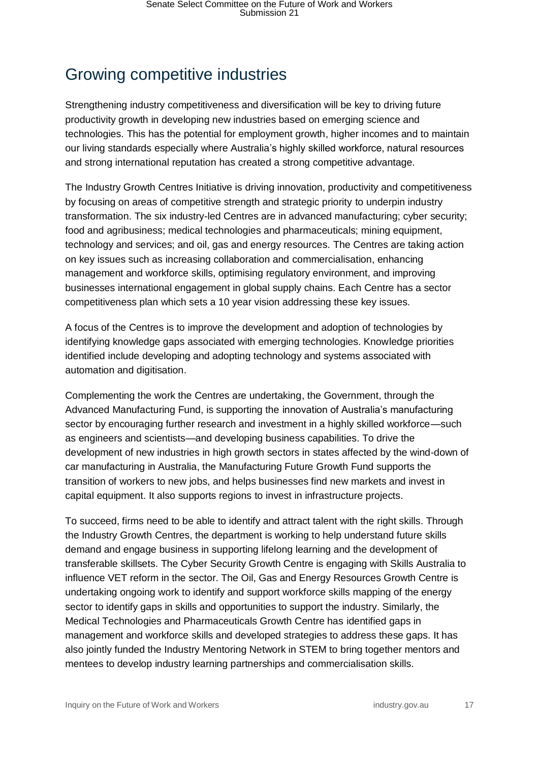## Growing competitive industries

Strengthening industry competitiveness and diversification will be key to driving future productivity growth in developing new industries based on emerging science and technologies. This has the potential for employment growth, higher incomes and to maintain our living standards especially where Australia's highly skilled workforce, natural resources and strong international reputation has created a strong competitive advantage.

The Industry Growth Centres Initiative is driving innovation, productivity and competitiveness by focusing on areas of competitive strength and strategic priority to underpin industry transformation. The six industry-led Centres are in advanced manufacturing; cyber security; food and agribusiness; medical technologies and pharmaceuticals; mining equipment, technology and services; and oil, gas and energy resources. The Centres are taking action on key issues such as increasing collaboration and commercialisation, enhancing management and workforce skills, optimising regulatory environment, and improving businesses international engagement in global supply chains. Each Centre has a sector competitiveness plan which sets a 10 year vision addressing these key issues.

A focus of the Centres is to improve the development and adoption of technologies by identifying knowledge gaps associated with emerging technologies. Knowledge priorities identified include developing and adopting technology and systems associated with automation and digitisation.

Complementing the work the Centres are undertaking, the Government, through the Advanced Manufacturing Fund, is supporting the innovation of Australia's manufacturing sector by encouraging further research and investment in a highly skilled workforce—such as engineers and scientists—and developing business capabilities. To drive the development of new industries in high growth sectors in states affected by the wind-down of car manufacturing in Australia, the Manufacturing Future Growth Fund supports the transition of workers to new jobs, and helps businesses find new markets and invest in capital equipment. It also supports regions to invest in infrastructure projects.

To succeed, firms need to be able to identify and attract talent with the right skills. Through the Industry Growth Centres, the department is working to help understand future skills demand and engage business in supporting lifelong learning and the development of transferable skillsets. The Cyber Security Growth Centre is engaging with Skills Australia to influence VET reform in the sector. The Oil, Gas and Energy Resources Growth Centre is undertaking ongoing work to identify and support workforce skills mapping of the energy sector to identify gaps in skills and opportunities to support the industry. Similarly, the Medical Technologies and Pharmaceuticals Growth Centre has identified gaps in management and workforce skills and developed strategies to address these gaps. It has also jointly funded the Industry Mentoring Network in STEM to bring together mentors and mentees to develop industry learning partnerships and commercialisation skills.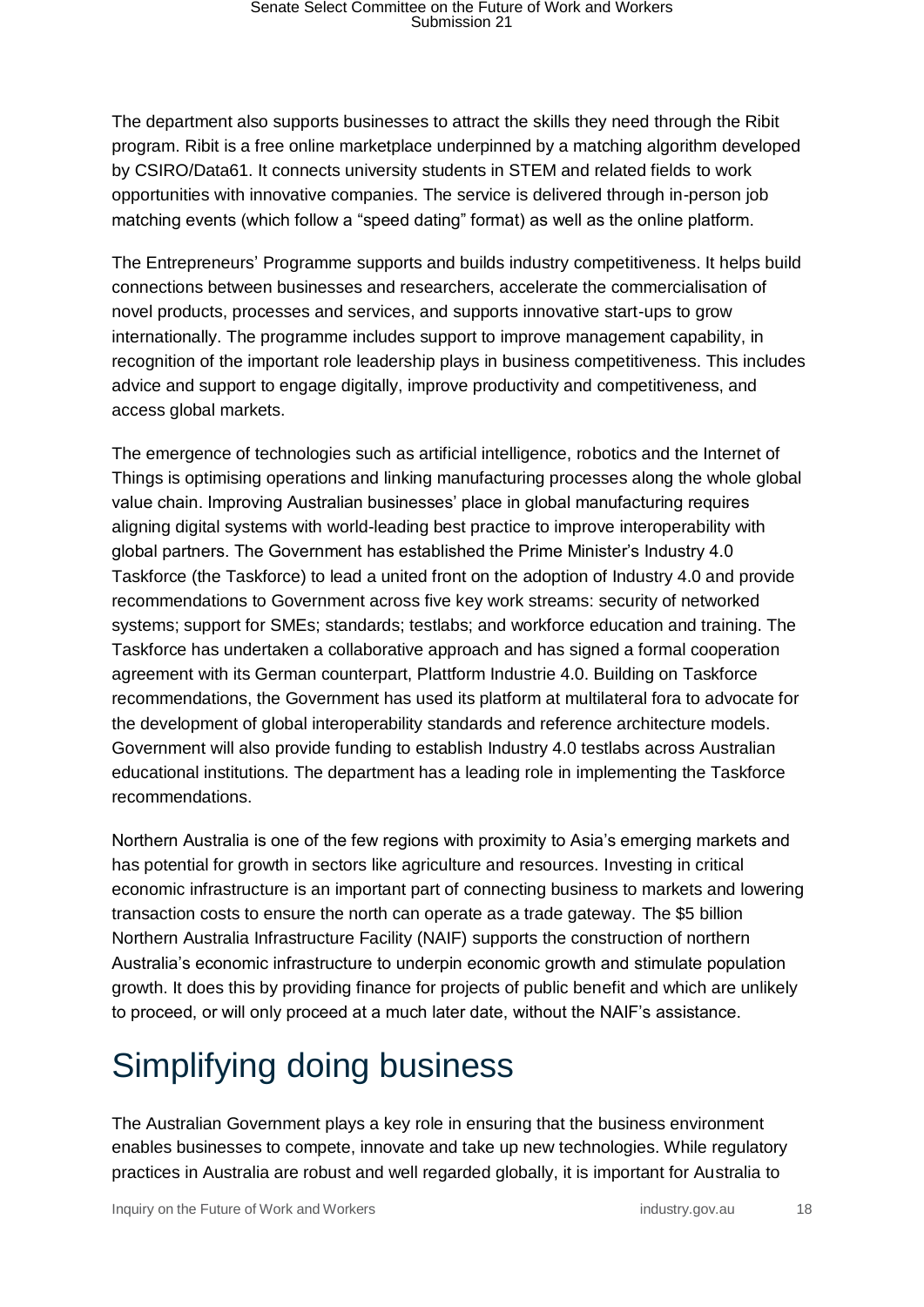The department also supports businesses to attract the skills they need through the Ribit program. Ribit is a free online marketplace underpinned by a matching algorithm developed by CSIRO/Data61. It connects university students in STEM and related fields to work opportunities with innovative companies. The service is delivered through in-person job matching events (which follow a "speed dating" format) as well as the online platform.

The Entrepreneurs' Programme supports and builds industry competitiveness. It helps build connections between businesses and researchers, accelerate the commercialisation of novel products, processes and services, and supports innovative start-ups to grow internationally. The programme includes support to improve management capability, in recognition of the important role leadership plays in business competitiveness. This includes advice and support to engage digitally, improve productivity and competitiveness, and access global markets.

The emergence of technologies such as artificial intelligence, robotics and the Internet of Things is optimising operations and linking manufacturing processes along the whole global value chain. Improving Australian businesses' place in global manufacturing requires aligning digital systems with world-leading best practice to improve interoperability with global partners. The Government has established the Prime Minister's Industry 4.0 Taskforce (the Taskforce) to lead a united front on the adoption of Industry 4.0 and provide recommendations to Government across five key work streams: security of networked systems; support for SMEs; standards; testlabs; and workforce education and training. The Taskforce has undertaken a collaborative approach and has signed a formal cooperation agreement with its German counterpart, Plattform Industrie 4.0. Building on Taskforce recommendations, the Government has used its platform at multilateral fora to advocate for the development of global interoperability standards and reference architecture models. Government will also provide funding to establish Industry 4.0 testlabs across Australian educational institutions. The department has a leading role in implementing the Taskforce recommendations.

Northern Australia is one of the few regions with proximity to Asia's emerging markets and has potential for growth in sectors like agriculture and resources. Investing in critical economic infrastructure is an important part of connecting business to markets and lowering transaction costs to ensure the north can operate as a trade gateway. The $5 billion Northern Australia Infrastructure Facility (NAIF) supports the construction of northern Australia's economic infrastructure to underpin economic growth and stimulate population growth. It does this by providing finance for projects of public benefit and which are unlikely to proceed, or will only proceed at a much later date, without the NAIF's assistance.

# Simplifying doing business

The Australian Government plays a key role in ensuring that the business environment enables businesses to compete, innovate and take up new technologies. While regulatory practices in Australia are robust and well regarded globally, it is important for Australia to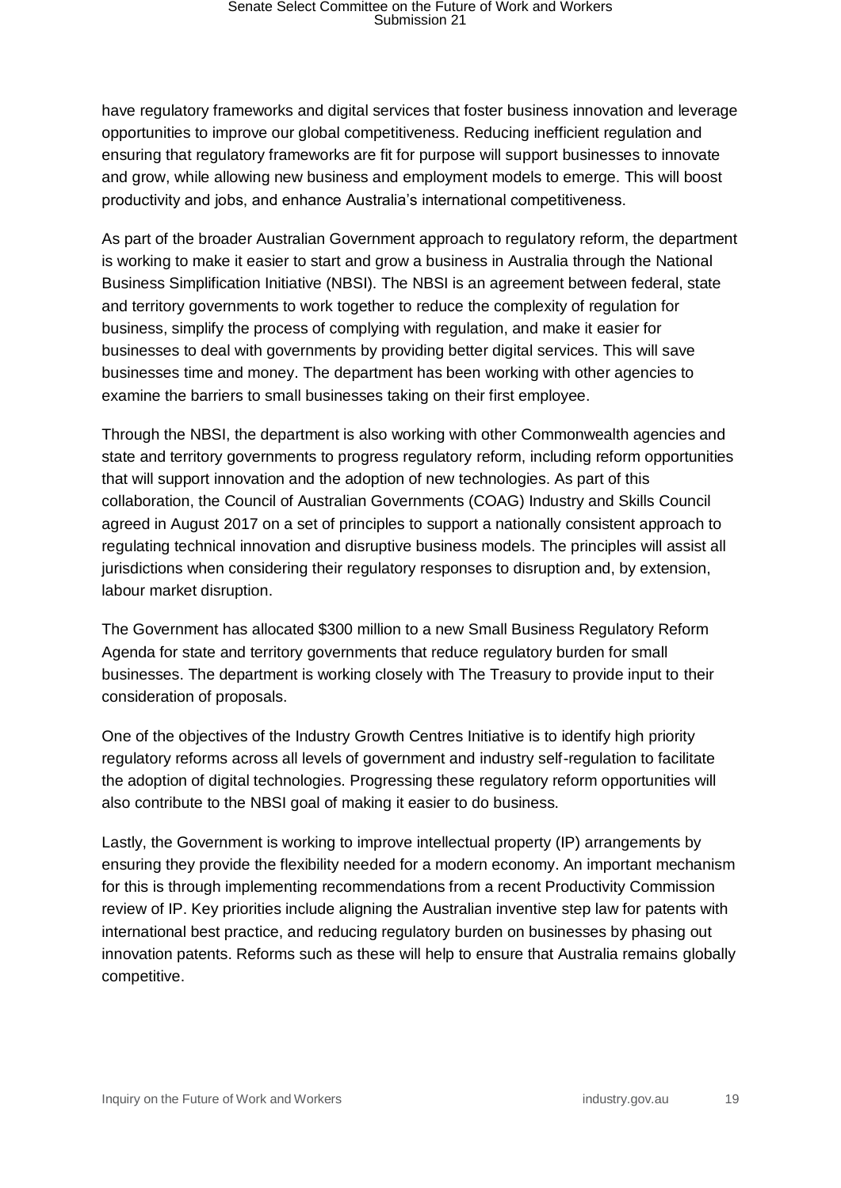have regulatory frameworks and digital services that foster business innovation and leverage opportunities to improve our global competitiveness. Reducing inefficient regulation and ensuring that regulatory frameworks are fit for purpose will support businesses to innovate and grow, while allowing new business and employment models to emerge. This will boost productivity and jobs, and enhance Australia's international competitiveness.

As part of the broader Australian Government approach to regulatory reform, the department is working to make it easier to start and grow a business in Australia through the National Business Simplification Initiative (NBSI). The NBSI is an agreement between federal, state and territory governments to work together to reduce the complexity of regulation for business, simplify the process of complying with regulation, and make it easier for businesses to deal with governments by providing better digital services. This will save businesses time and money. The department has been working with other agencies to examine the barriers to small businesses taking on their first employee.

Through the NBSI, the department is also working with other Commonwealth agencies and state and territory governments to progress regulatory reform, including reform opportunities that will support innovation and the adoption of new technologies. As part of this collaboration, the Council of Australian Governments (COAG) Industry and Skills Council agreed in August 2017 on a set of principles to support a nationally consistent approach to regulating technical innovation and disruptive business models. The principles will assist all jurisdictions when considering their regulatory responses to disruption and, by extension, labour market disruption.

The Government has allocated $300 million to a new Small Business Regulatory Reform Agenda for state and territory governments that reduce regulatory burden for small businesses. The department is working closely with The Treasury to provide input to their consideration of proposals.

One of the objectives of the Industry Growth Centres Initiative is to identify high priority regulatory reforms across all levels of government and industry self-regulation to facilitate the adoption of digital technologies. Progressing these regulatory reform opportunities will also contribute to the NBSI goal of making it easier to do business.

Lastly, the Government is working to improve intellectual property (IP) arrangements by ensuring they provide the flexibility needed for a modern economy. An important mechanism for this is through implementing recommendations from a recent Productivity Commission review of IP. Key priorities include aligning the Australian inventive step law for patents with international best practice, and reducing regulatory burden on businesses by phasing out innovation patents. Reforms such as these will help to ensure that Australia remains globally competitive.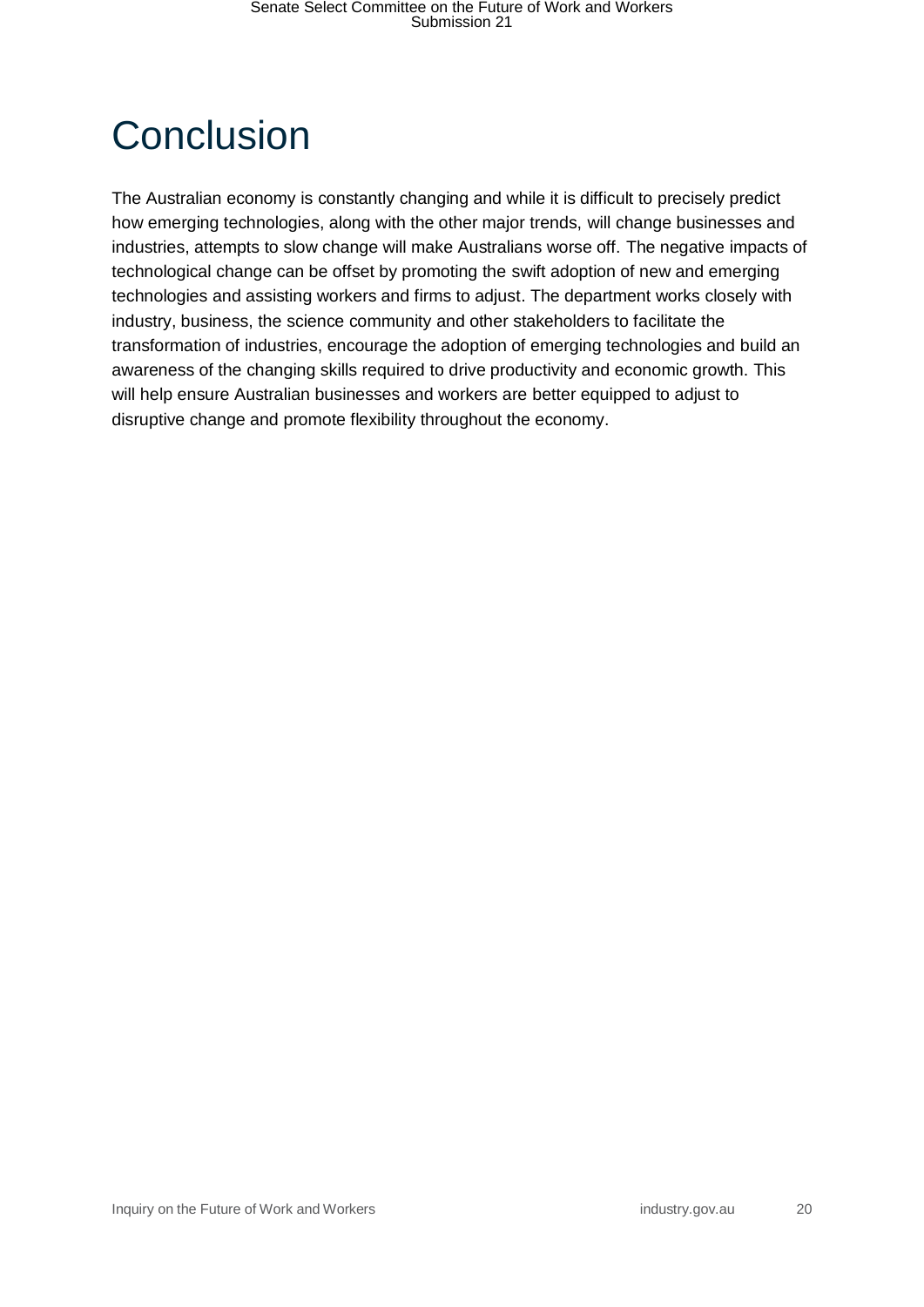# Conclusion

The Australian economy is constantly changing and while it is difficult to precisely predict how emerging technologies, along with the other major trends, will change businesses and industries, attempts to slow change will make Australians worse off. The negative impacts of technological change can be offset by promoting the swift adoption of new and emerging technologies and assisting workers and firms to adjust. The department works closely with industry, business, the science community and other stakeholders to facilitate the transformation of industries, encourage the adoption of emerging technologies and build an awareness of the changing skills required to drive productivity and economic growth. This will help ensure Australian businesses and workers are better equipped to adjust to disruptive change and promote flexibility throughout the economy.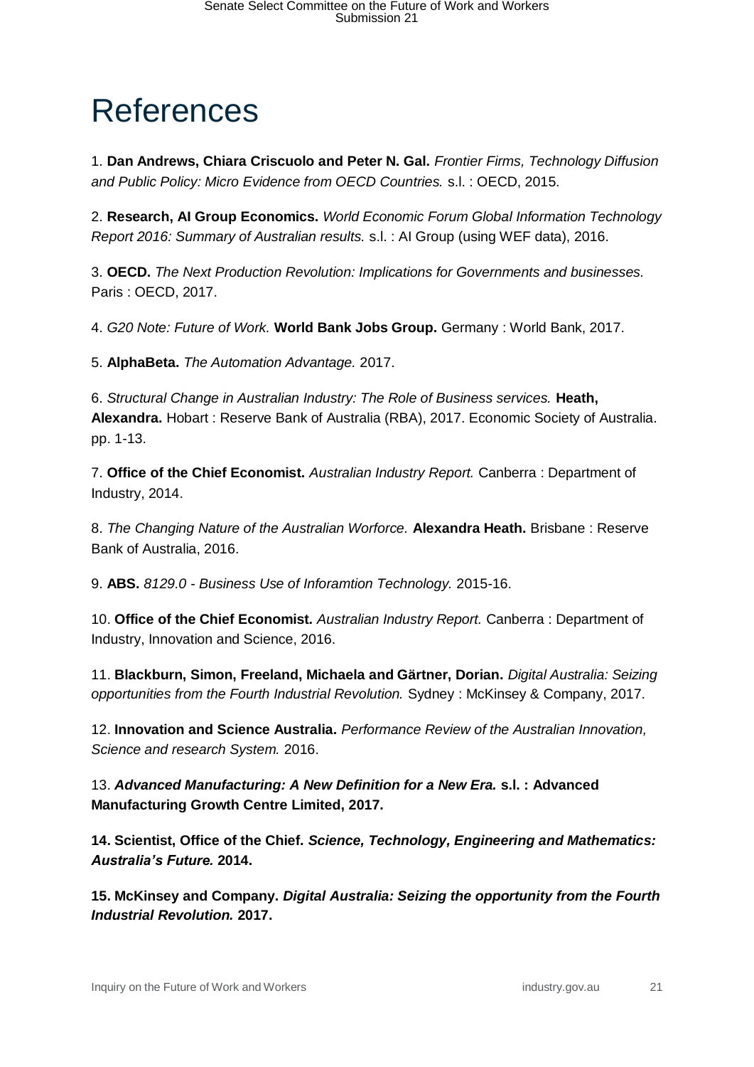# References

1. **Dan Andrews, Chiara Criscuolo and Peter N. Gal.** *Frontier Firms, Technology Diffusion and Public Policy: Micro Evidence from OECD Countries.* s.l. : OECD, 2015.

2. **Research, AI Group Economics.** *World Economic Forum Global Information Technology Report 2016: Summary of Australian results.* s.l. : AI Group (using WEF data), 2016.

3. **OECD.** *The Next Production Revolution: Implications for Governments and businesses.* Paris : OECD, 2017.

4. *G20 Note: Future of Work.* **World Bank Jobs Group.** Germany : World Bank, 2017.

5. **AlphaBeta.** *The Automation Advantage.* 2017.

6. *Structural Change in Australian Industry: The Role of Business services.* **Heath, Alexandra.** Hobart : Reserve Bank of Australia (RBA), 2017. Economic Society of Australia. pp. 1-13.

7. **Office of the Chief Economist.** *Australian Industry Report.* Canberra : Department of Industry, 2014.

8. *The Changing Nature of the Australian Worforce.* **Alexandra Heath.** Brisbane : Reserve Bank of Australia, 2016.

9. **ABS.** *8129.0 - Business Use of Inforamtion Technology.* 2015-16.

10. **Office of the Chief Economist.** *Australian Industry Report.* Canberra : Department of Industry, Innovation and Science, 2016.

11. **Blackburn, Simon, Freeland, Michaela and Gärtner, Dorian.** *Digital Australia: Seizing opportunities from the Fourth Industrial Revolution.* Sydney : McKinsey & Company, 2017.

12. **Innovation and Science Australia.** *Performance Review of the Australian Innovation, Science and research System.* 2016.

13. ***Advanced Manufacturing: A New Definition for a New Era.* s.l. : Advanced Manufacturing Growth Centre Limited, 2017.**

**14. Scientist, Office of the Chief. *Science, Technology, Engineering and Mathematics: Australia's Future.* 2014.**

**15. McKinsey and Company. *Digital Australia: Seizing the opportunity from the Fourth Industrial Revolution.* 2017.**